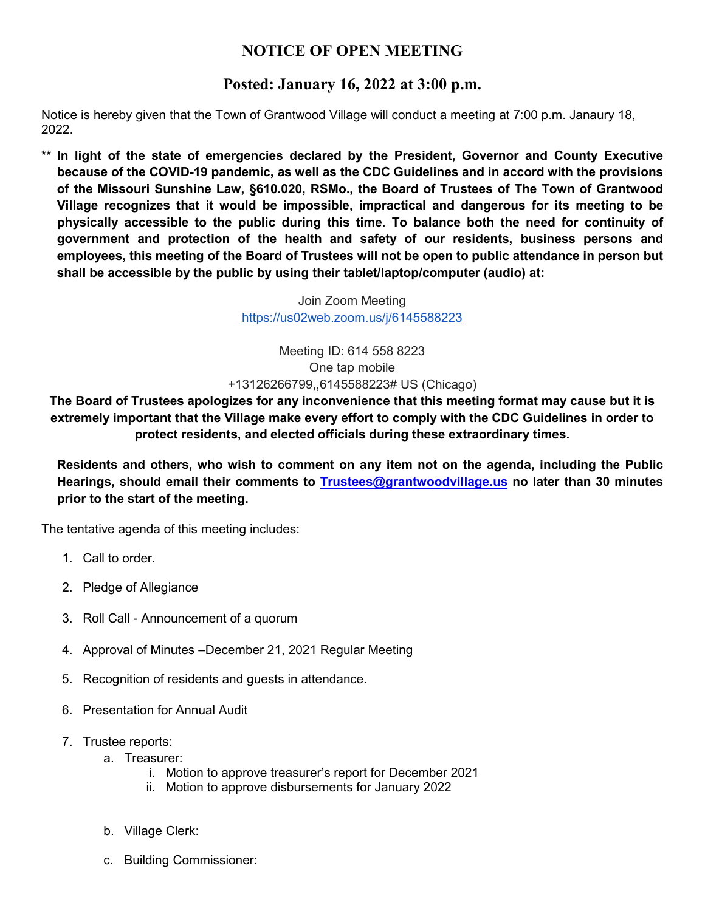# NOTICE OF OPEN MEETING

## Posted: January 16, 2022 at 3:00 p.m.

Notice is hereby given that the Town of Grantwood Village will conduct a meeting at 7:00 p.m. Janaury 18, 2022.

**\*\* In light of the state of emergencies declared by the President, Governor and County Executive because of the COVID-19 pandemic, as well as the CDC Guidelines and in accord with the provisions of the Missouri Sunshine Law, §610.020, RSMo., the Board of Trustees of The Town of Grantwood Village recognizes that it would be impossible, impractical and dangerous for its meeting to be physically accessible to the public during this time. To balance both the need for continuity of government and protection of the health and safety of our residents, business persons and employees, this meeting of the Board of Trustees will not be open to public attendance in person but shall be accessible by the public by using their tablet/laptop/computer (audio) at:**

Join Zoom Meeting
https://us02web.zoom.us/j/6145588223

Meeting ID: 614 558 8223
One tap mobile
+13126266799,,6145588223# US (Chicago)

**The Board of Trustees apologizes for any inconvenience that this meeting format may cause but it is extremely important that the Village make every effort to comply with the CDC Guidelines in order to protect residents, and elected officials during these extraordinary times.**

**Residents and others, who wish to comment on any item not on the agenda, including the Public Hearings, should email their comments to Trustees@grantwoodvillage.us no later than 30 minutes prior to the start of the meeting.**

The tentative agenda of this meeting includes:

1. Call to order.
2. Pledge of Allegiance
3. Roll Call - Announcement of a quorum
4. Approval of Minutes –December 21, 2021 Regular Meeting
5. Recognition of residents and guests in attendance.
6. Presentation for Annual Audit
7. Trustee reports:
   a. Treasurer:
      i. Motion to approve treasurer's report for December 2021
      ii. Motion to approve disbursements for January 2022

   b. Village Clerk:

   c. Building Commissioner: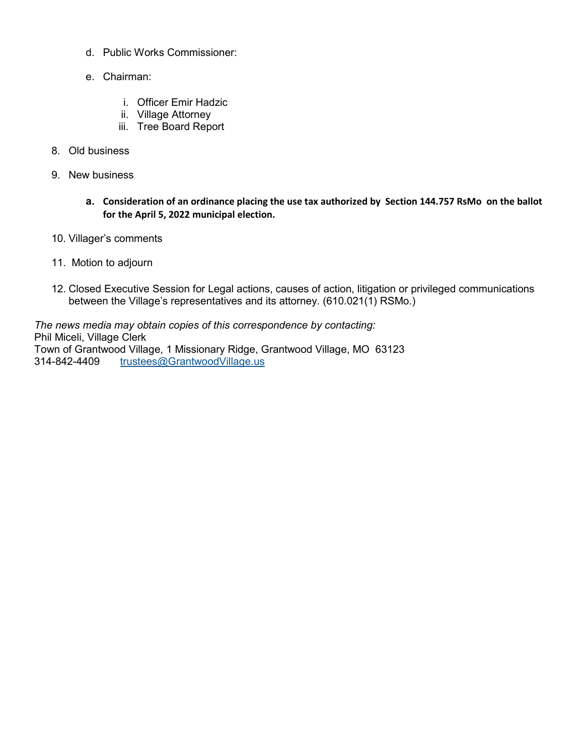d. Public Works Commissioner:

e. Chairman:

   i. Officer Emir Hadzic
   ii. Village Attorney
   iii. Tree Board Report

8. Old business

9. New business

   a. **Consideration of an ordinance placing the use tax authorized by Section 144.757 RsMo on the ballot for the April 5, 2022 municipal election.**

10. Villager's comments

11. Motion to adjourn

12. Closed Executive Session for Legal actions, causes of action, litigation or privileged communications between the Village's representatives and its attorney. (610.021(1) RSMo.)

*The news media may obtain copies of this correspondence by contacting:*
Phil Miceli, Village Clerk
Town of Grantwood Village, 1 Missionary Ridge, Grantwood Village, MO 63123
314-842-4409 trustees@GrantwoodVillage.us